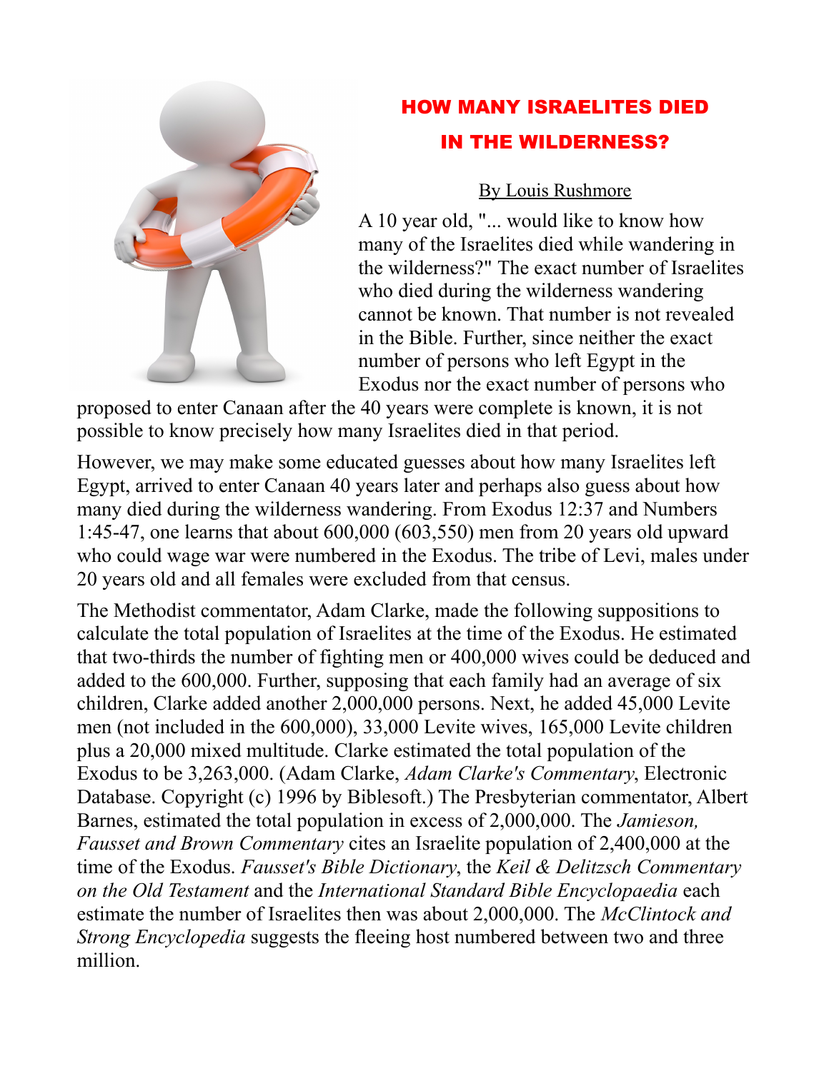# HOW MANY ISRAELITES DIED IN THE WILDERNESS?

By Louis Rushmore

A 10 year old, "... would like to know how many of the Israelites died while wandering in the wilderness?" The exact number of Israelites who died during the wilderness wandering cannot be known. That number is not revealed in the Bible. Further, since neither the exact number of persons who left Egypt in the Exodus nor the exact number of persons who proposed to enter Canaan after the 40 years were complete is known, it is not possible to know precisely how many Israelites died in that period.

However, we may make some educated guesses about how many Israelites left Egypt, arrived to enter Canaan 40 years later and perhaps also guess about how many died during the wilderness wandering. From Exodus 12:37 and Numbers 1:45-47, one learns that about 600,000 (603,550) men from 20 years old upward who could wage war were numbered in the Exodus. The tribe of Levi, males under 20 years old and all females were excluded from that census.

The Methodist commentator, Adam Clarke, made the following suppositions to calculate the total population of Israelites at the time of the Exodus. He estimated that two-thirds the number of fighting men or 400,000 wives could be deduced and added to the 600,000. Further, supposing that each family had an average of six children, Clarke added another 2,000,000 persons. Next, he added 45,000 Levite men (not included in the 600,000), 33,000 Levite wives, 165,000 Levite children plus a 20,000 mixed multitude. Clarke estimated the total population of the Exodus to be 3,263,000. (Adam Clarke, *Adam Clarke's Commentary*, Electronic Database. Copyright (c) 1996 by Biblesoft.) The Presbyterian commentator, Albert Barnes, estimated the total population in excess of 2,000,000. The *Jamieson, Fausset and Brown Commentary* cites an Israelite population of 2,400,000 at the time of the Exodus. *Fausset's Bible Dictionary*, the *Keil & Delitzsch Commentary on the Old Testament* and the *International Standard Bible Encyclopaedia* each estimate the number of Israelites then was about 2,000,000. The *McClintock and Strong Encyclopedia* suggests the fleeing host numbered between two and three million.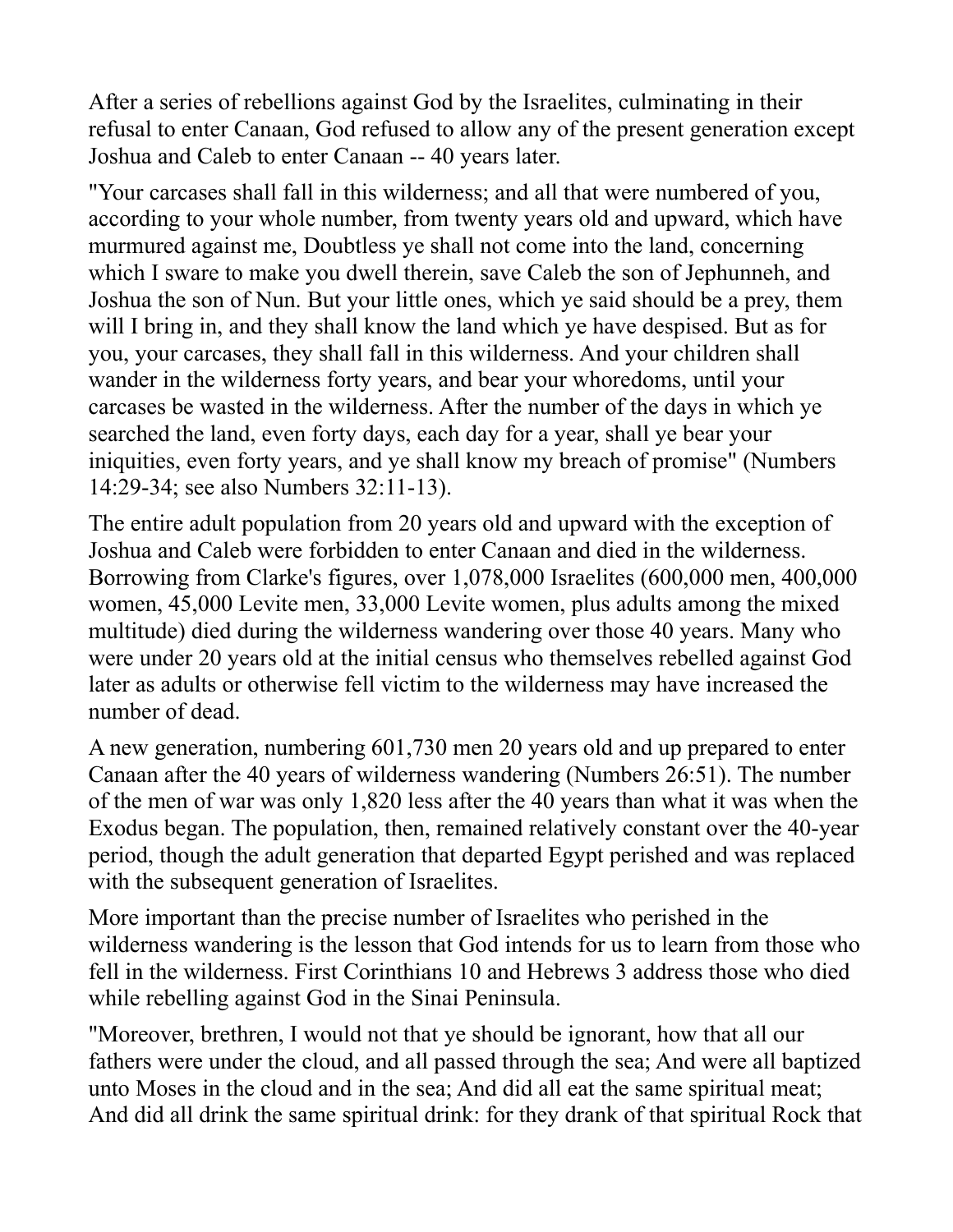After a series of rebellions against God by the Israelites, culminating in their refusal to enter Canaan, God refused to allow any of the present generation except Joshua and Caleb to enter Canaan -- 40 years later.

"Your carcases shall fall in this wilderness; and all that were numbered of you, according to your whole number, from twenty years old and upward, which have murmured against me, Doubtless ye shall not come into the land, concerning which I sware to make you dwell therein, save Caleb the son of Jephunneh, and Joshua the son of Nun. But your little ones, which ye said should be a prey, them will I bring in, and they shall know the land which ye have despised. But as for you, your carcases, they shall fall in this wilderness. And your children shall wander in the wilderness forty years, and bear your whoredoms, until your carcases be wasted in the wilderness. After the number of the days in which ye searched the land, even forty days, each day for a year, shall ye bear your iniquities, even forty years, and ye shall know my breach of promise" (Numbers 14:29-34; see also Numbers 32:11-13).

The entire adult population from 20 years old and upward with the exception of Joshua and Caleb were forbidden to enter Canaan and died in the wilderness. Borrowing from Clarke's figures, over 1,078,000 Israelites (600,000 men, 400,000 women, 45,000 Levite men, 33,000 Levite women, plus adults among the mixed multitude) died during the wilderness wandering over those 40 years. Many who were under 20 years old at the initial census who themselves rebelled against God later as adults or otherwise fell victim to the wilderness may have increased the number of dead.

A new generation, numbering 601,730 men 20 years old and up prepared to enter Canaan after the 40 years of wilderness wandering (Numbers 26:51). The number of the men of war was only 1,820 less after the 40 years than what it was when the Exodus began. The population, then, remained relatively constant over the 40-year period, though the adult generation that departed Egypt perished and was replaced with the subsequent generation of Israelites.

More important than the precise number of Israelites who perished in the wilderness wandering is the lesson that God intends for us to learn from those who fell in the wilderness. First Corinthians 10 and Hebrews 3 address those who died while rebelling against God in the Sinai Peninsula.

"Moreover, brethren, I would not that ye should be ignorant, how that all our fathers were under the cloud, and all passed through the sea; And were all baptized unto Moses in the cloud and in the sea; And did all eat the same spiritual meat; And did all drink the same spiritual drink: for they drank of that spiritual Rock that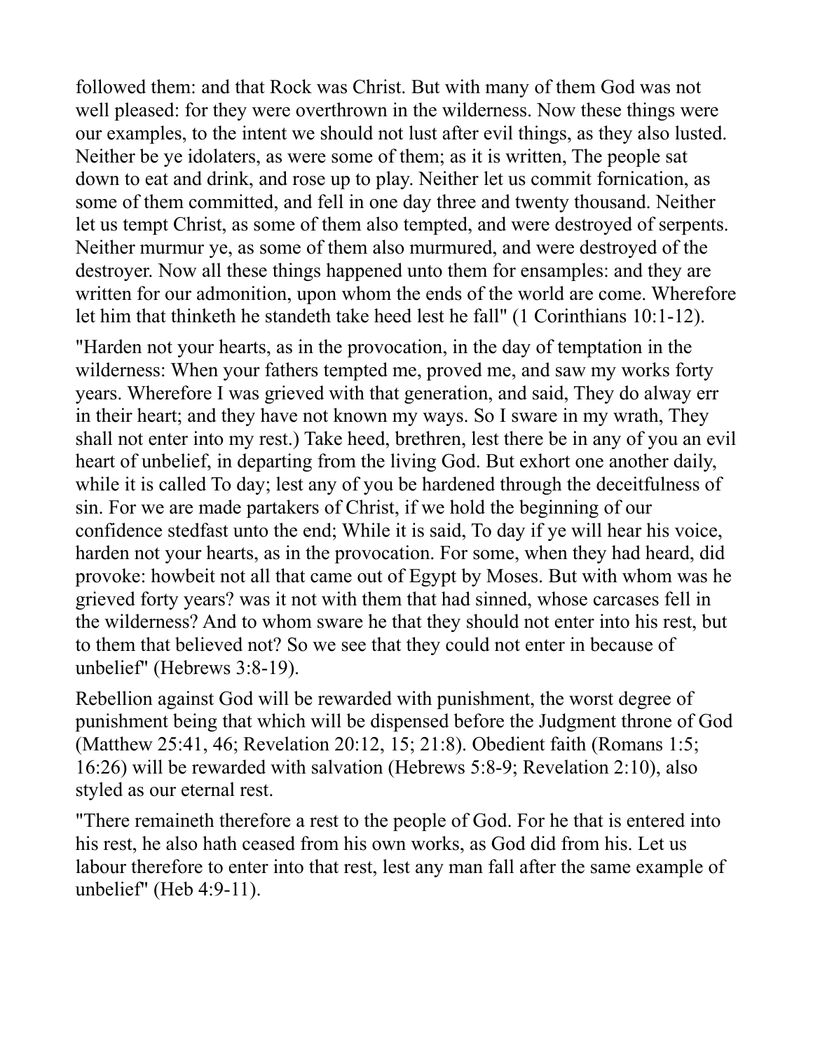followed them: and that Rock was Christ. But with many of them God was not well pleased: for they were overthrown in the wilderness. Now these things were our examples, to the intent we should not lust after evil things, as they also lusted. Neither be ye idolaters, as were some of them; as it is written, The people sat down to eat and drink, and rose up to play. Neither let us commit fornication, as some of them committed, and fell in one day three and twenty thousand. Neither let us tempt Christ, as some of them also tempted, and were destroyed of serpents. Neither murmur ye, as some of them also murmured, and were destroyed of the destroyer. Now all these things happened unto them for ensamples: and they are written for our admonition, upon whom the ends of the world are come. Wherefore let him that thinketh he standeth take heed lest he fall" (1 Corinthians 10:1-12).

"Harden not your hearts, as in the provocation, in the day of temptation in the wilderness: When your fathers tempted me, proved me, and saw my works forty years. Wherefore I was grieved with that generation, and said, They do alway err in their heart; and they have not known my ways. So I sware in my wrath, They shall not enter into my rest.) Take heed, brethren, lest there be in any of you an evil heart of unbelief, in departing from the living God. But exhort one another daily, while it is called To day; lest any of you be hardened through the deceitfulness of sin. For we are made partakers of Christ, if we hold the beginning of our confidence stedfast unto the end; While it is said, To day if ye will hear his voice, harden not your hearts, as in the provocation. For some, when they had heard, did provoke: howbeit not all that came out of Egypt by Moses. But with whom was he grieved forty years? was it not with them that had sinned, whose carcases fell in the wilderness? And to whom sware he that they should not enter into his rest, but to them that believed not? So we see that they could not enter in because of unbelief" (Hebrews 3:8-19).

Rebellion against God will be rewarded with punishment, the worst degree of punishment being that which will be dispensed before the Judgment throne of God (Matthew 25:41, 46; Revelation 20:12, 15; 21:8). Obedient faith (Romans 1:5; 16:26) will be rewarded with salvation (Hebrews 5:8-9; Revelation 2:10), also styled as our eternal rest.

"There remaineth therefore a rest to the people of God. For he that is entered into his rest, he also hath ceased from his own works, as God did from his. Let us labour therefore to enter into that rest, lest any man fall after the same example of unbelief" (Heb 4:9-11).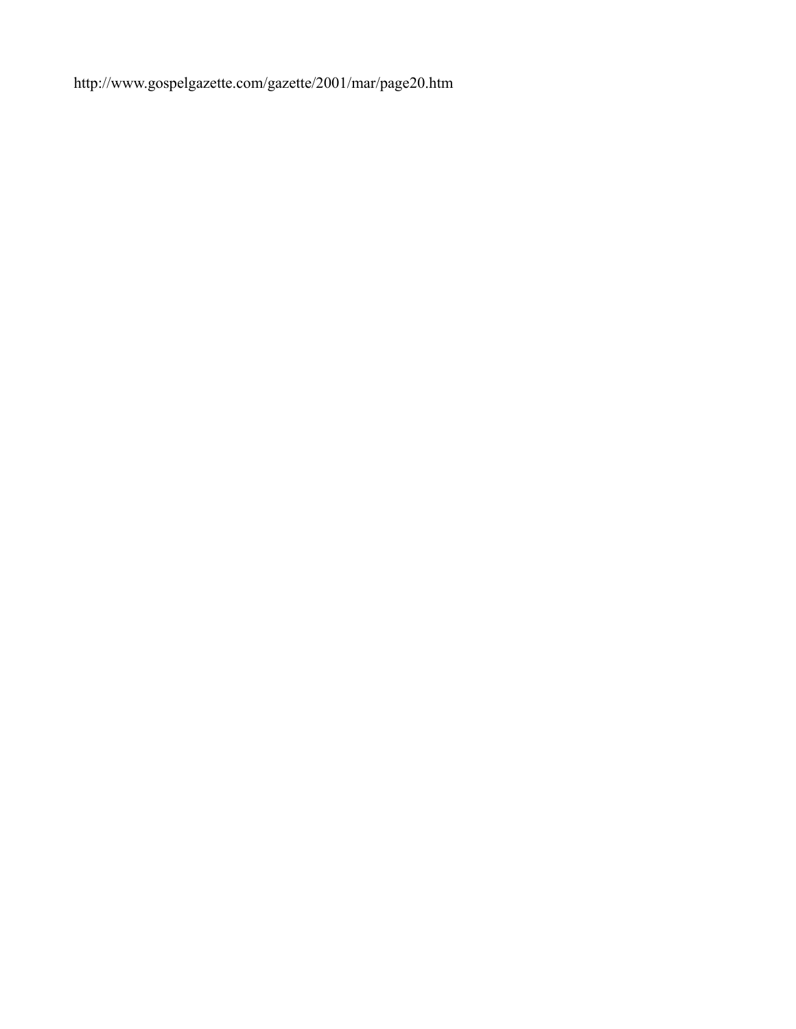http://www.gospelgazette.com/gazette/2001/mar/page20.htm